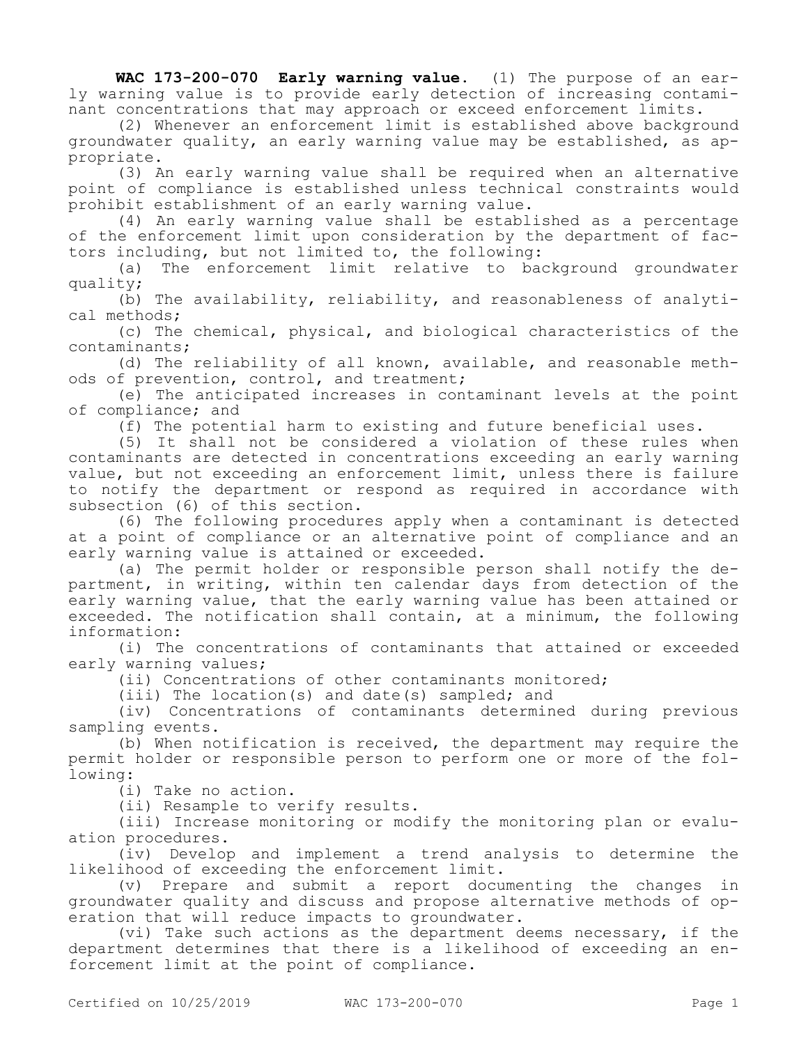**WAC 173-200-070 Early warning value.** (1) The purpose of an early warning value is to provide early detection of increasing contaminant concentrations that may approach or exceed enforcement limits.

(2) Whenever an enforcement limit is established above background groundwater quality, an early warning value may be established, as appropriate.

(3) An early warning value shall be required when an alternative point of compliance is established unless technical constraints would prohibit establishment of an early warning value.

(4) An early warning value shall be established as a percentage of the enforcement limit upon consideration by the department of factors including, but not limited to, the following:

(a) The enforcement limit relative to background groundwater quality;

(b) The availability, reliability, and reasonableness of analytical methods;

(c) The chemical, physical, and biological characteristics of the contaminants;

(d) The reliability of all known, available, and reasonable methods of prevention, control, and treatment;

(e) The anticipated increases in contaminant levels at the point of compliance; and

(f) The potential harm to existing and future beneficial uses.

(5) It shall not be considered a violation of these rules when contaminants are detected in concentrations exceeding an early warning value, but not exceeding an enforcement limit, unless there is failure to notify the department or respond as required in accordance with subsection (6) of this section.

(6) The following procedures apply when a contaminant is detected at a point of compliance or an alternative point of compliance and an early warning value is attained or exceeded.

(a) The permit holder or responsible person shall notify the department, in writing, within ten calendar days from detection of the early warning value, that the early warning value has been attained or exceeded. The notification shall contain, at a minimum, the following information:

(i) The concentrations of contaminants that attained or exceeded early warning values;

(ii) Concentrations of other contaminants monitored;

(iii) The location(s) and date(s) sampled; and

(iv) Concentrations of contaminants determined during previous sampling events.

(b) When notification is received, the department may require the permit holder or responsible person to perform one or more of the following:

(i) Take no action.

(ii) Resample to verify results.

(iii) Increase monitoring or modify the monitoring plan or evaluation procedures.

(iv) Develop and implement a trend analysis to determine the likelihood of exceeding the enforcement limit.

(v) Prepare and submit a report documenting the changes in groundwater quality and discuss and propose alternative methods of operation that will reduce impacts to groundwater.

(vi) Take such actions as the department deems necessary, if the department determines that there is a likelihood of exceeding an enforcement limit at the point of compliance.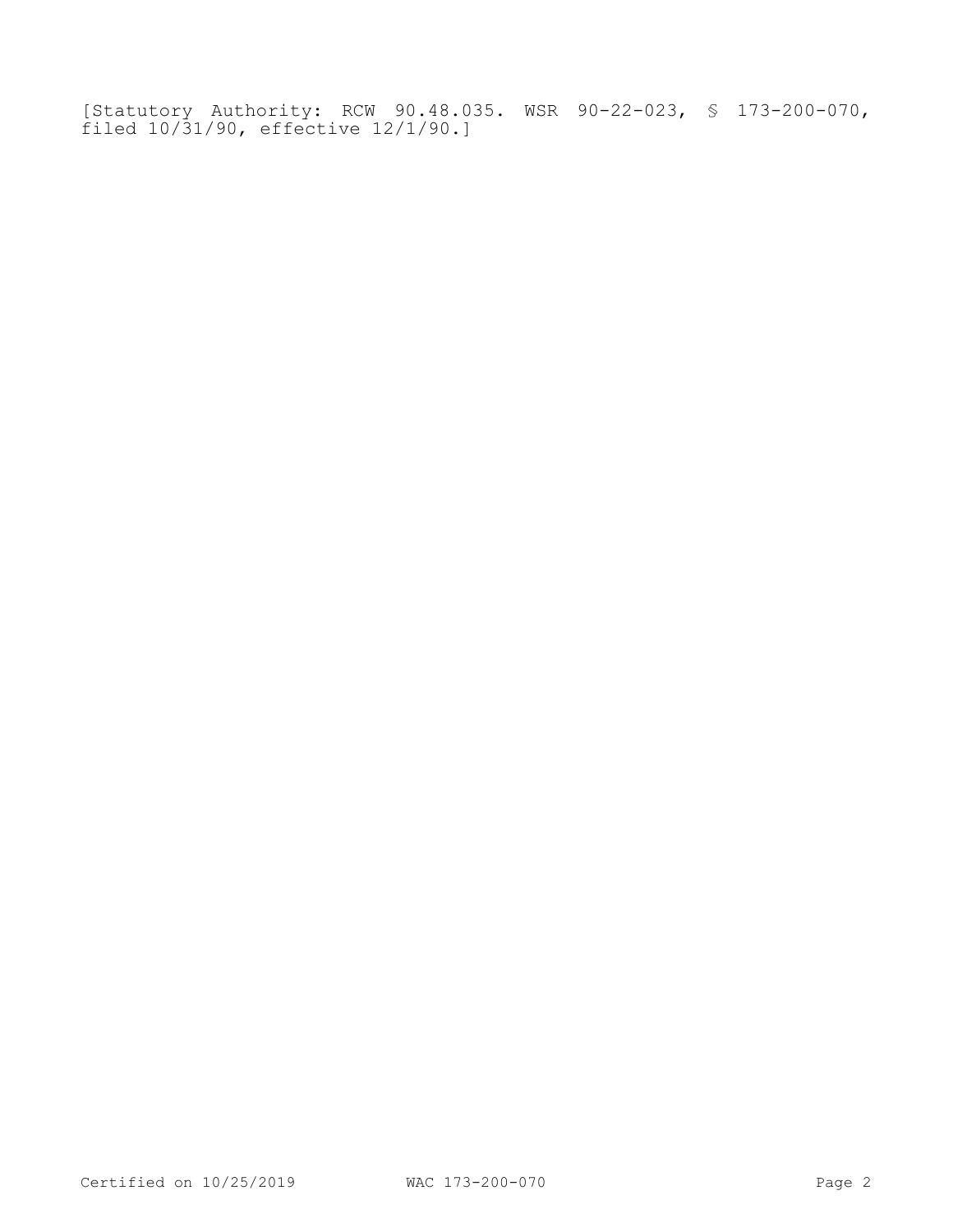[Statutory Authority: RCW 90.48.035. WSR 90-22-023, § 173-200-070, filed 10/31/90, effective 12/1/90.]